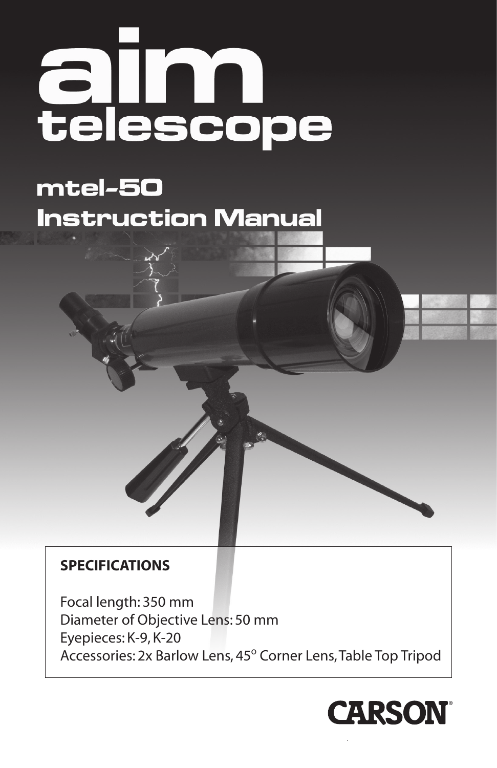# aim telescope

## mtel-50
## Instruction Manual

**SPECIFICATIONS**

Focal length: 350 mm
Diameter of Objective Lens: 50 mm
Eyepieces: K-9, K-20
Accessories: 2x Barlow Lens, 45° Corner Lens, Table Top Tripod

CARSON®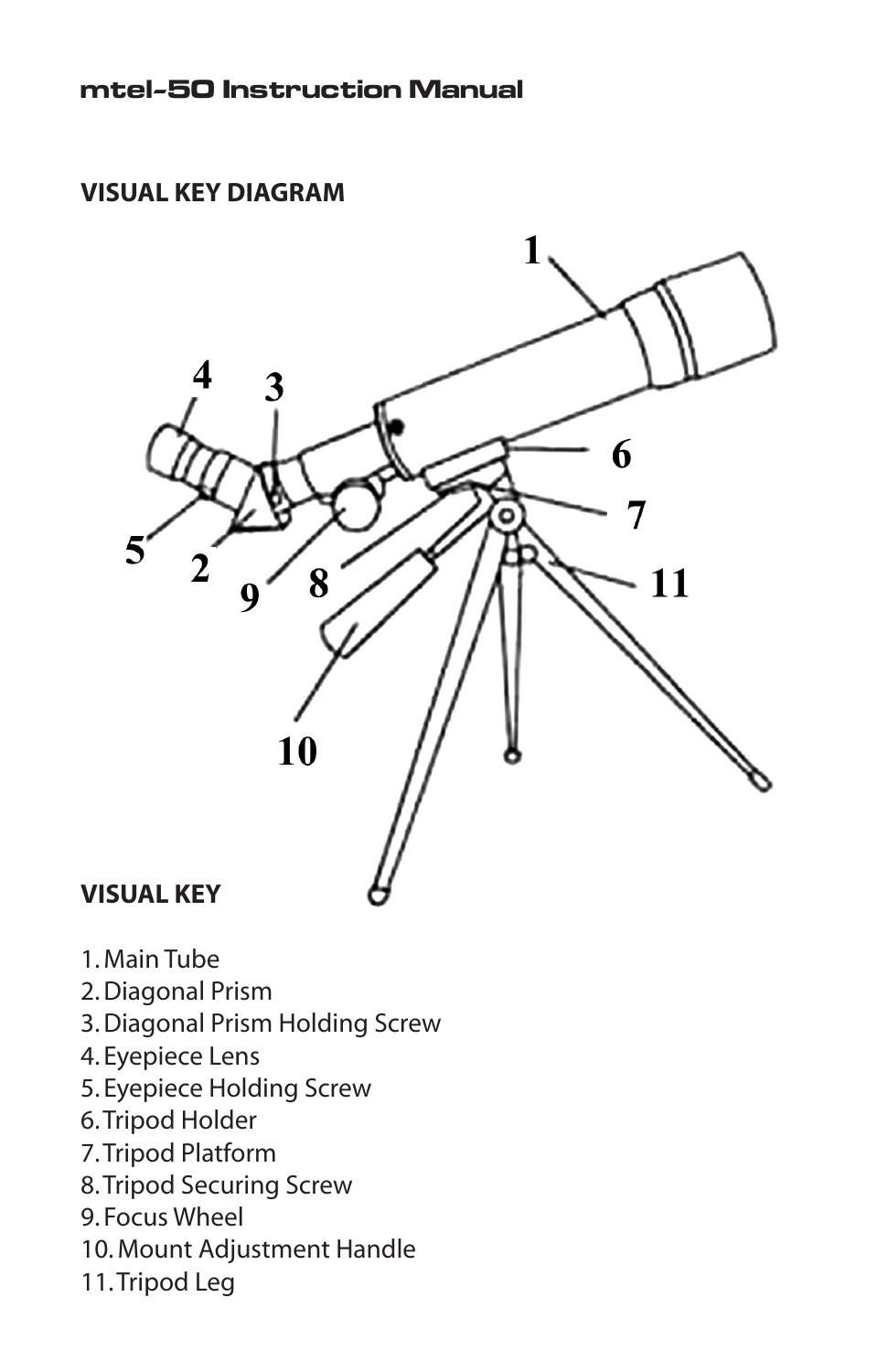## VISUAL KEY DIAGRAM

1

2

3

4

5

6

7

8

9

10

11

## VISUAL KEY

1. Main Tube
2. Diagonal Prism
3. Diagonal Prism Holding Screw
4. Eyepiece Lens
5. Eyepiece Holding Screw
6. Tripod Holder
7. Tripod Platform
8. Tripod Securing Screw
9. Focus Wheel
10. Mount Adjustment Handle
11. Tripod Leg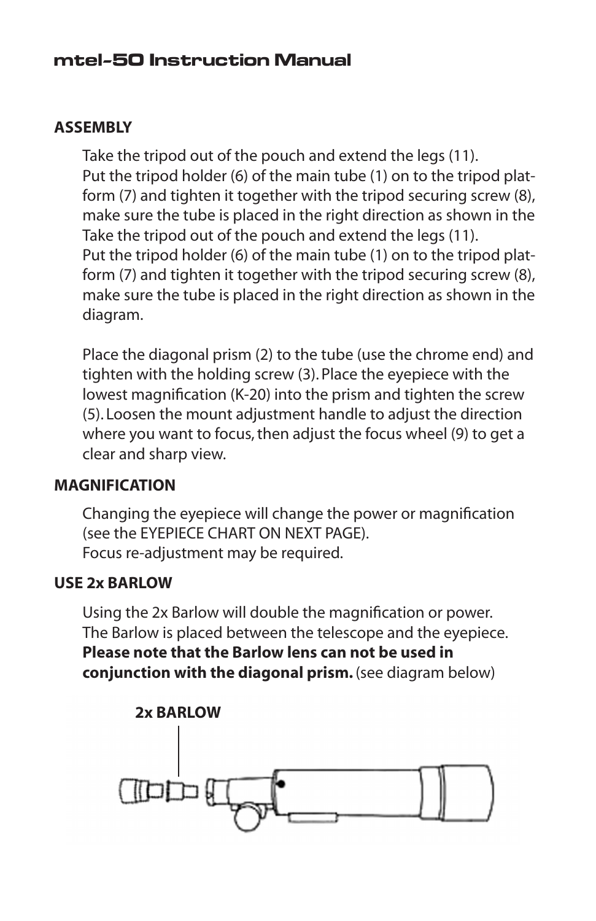## ASSEMBLY

Take the tripod out of the pouch and extend the legs (11).
Put the tripod holder (6) of the main tube (1) on to the tripod platform (7) and tighten it together with the tripod securing screw (8), make sure the tube is placed in the right direction as shown in the Take the tripod out of the pouch and extend the legs (11).
Put the tripod holder (6) of the main tube (1) on to the tripod platform (7) and tighten it together with the tripod securing screw (8), make sure the tube is placed in the right direction as shown in the diagram.

Place the diagonal prism (2) to the tube (use the chrome end) and tighten with the holding screw (3). Place the eyepiece with the lowest magnification (K-20) into the prism and tighten the screw (5). Loosen the mount adjustment handle to adjust the direction where you want to focus, then adjust the focus wheel (9) to get a clear and sharp view.

## MAGNIFICATION

Changing the eyepiece will change the power or magnification (see the EYEPIECE CHART ON NEXT PAGE).
Focus re-adjustment may be required.

## USE 2x BARLOW

Using the 2x Barlow will double the magnification or power.
The Barlow is placed between the telescope and the eyepiece.
**Please note that the Barlow lens can not be used in conjunction with the diagonal prism.** (see diagram below)

2x BARLOW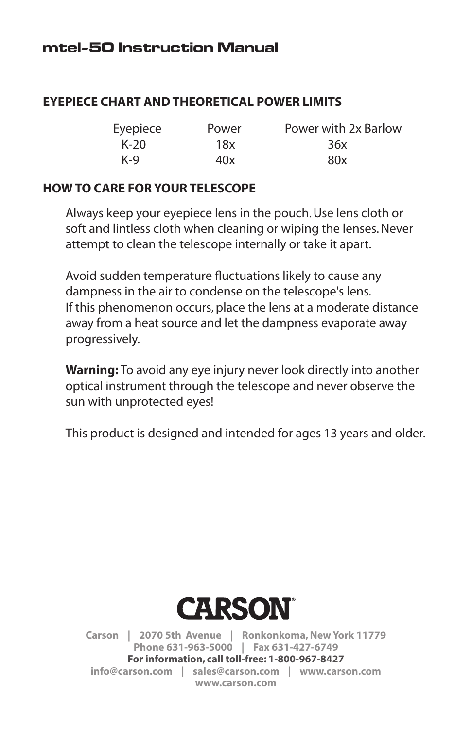## EYEPIECE CHART AND THEORETICAL POWER LIMITS

| Eyepiece | Power | Power with 2x Barlow |
|---|---|---|
| K-20 | 18x | 36x |
| K-9 | 40x | 80x |

## HOW TO CARE FOR YOUR TELESCOPE

Always keep your eyepiece lens in the pouch. Use lens cloth or soft and lintless cloth when cleaning or wiping the lenses. Never attempt to clean the telescope internally or take it apart.

Avoid sudden temperature fluctuations likely to cause any dampness in the air to condense on the telescope's lens. If this phenomenon occurs, place the lens at a moderate distance away from a heat source and let the dampness evaporate away progressively.

**Warning:** To avoid any eye injury never look directly into another optical instrument through the telescope and never observe the sun with unprotected eyes!

This product is designed and intended for ages 13 years and older.

CARSON

**Carson | 2070 5th Avenue | Ronkonkoma, New York 11779**
**Phone 631-963-5000 | Fax 631-427-6749**
**For information, call toll-free: 1-800-967-8427**
**info@carson.com | sales@carson.com | www.carson.com**
**www.carson.com**